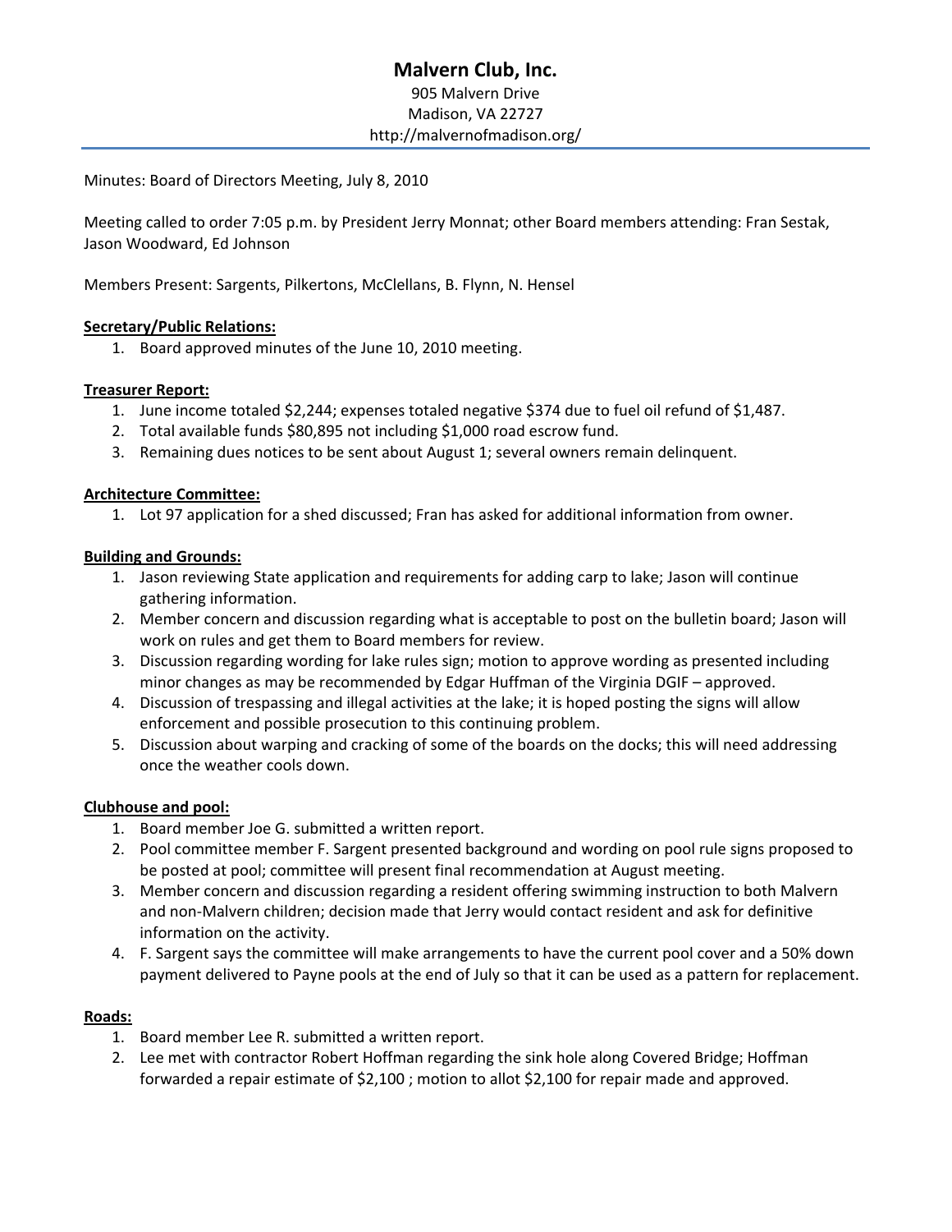# Malvern Club, Inc.

905 Malvern Drive
Madison, VA 22727
http://malvernofmadison.org/

---

Minutes: Board of Directors Meeting, July 8, 2010

Meeting called to order 7:05 p.m. by President Jerry Monnat; other Board members attending: Fran Sestak, Jason Woodward, Ed Johnson

Members Present: Sargents, Pilkertons, McClellans, B. Flynn, N. Hensel

**Secretary/Public Relations:**

1. Board approved minutes of the June 10, 2010 meeting.

**Treasurer Report:**

1. June income totaled $2,244; expenses totaled negative $374 due to fuel oil refund of $1,487.
2. Total available funds $80,895 not including $1,000 road escrow fund.
3. Remaining dues notices to be sent about August 1; several owners remain delinquent.

**Architecture Committee:**

1. Lot 97 application for a shed discussed; Fran has asked for additional information from owner.

**Building and Grounds:**

1. Jason reviewing State application and requirements for adding carp to lake; Jason will continue gathering information.
2. Member concern and discussion regarding what is acceptable to post on the bulletin board; Jason will work on rules and get them to Board members for review.
3. Discussion regarding wording for lake rules sign; motion to approve wording as presented including minor changes as may be recommended by Edgar Huffman of the Virginia DGIF – approved.
4. Discussion of trespassing and illegal activities at the lake; it is hoped posting the signs will allow enforcement and possible prosecution to this continuing problem.
5. Discussion about warping and cracking of some of the boards on the docks; this will need addressing once the weather cools down.

**Clubhouse and pool:**

1. Board member Joe G. submitted a written report.
2. Pool committee member F. Sargent presented background and wording on pool rule signs proposed to be posted at pool; committee will present final recommendation at August meeting.
3. Member concern and discussion regarding a resident offering swimming instruction to both Malvern and non-Malvern children; decision made that Jerry would contact resident and ask for definitive information on the activity.
4. F. Sargent says the committee will make arrangements to have the current pool cover and a 50% down payment delivered to Payne pools at the end of July so that it can be used as a pattern for replacement.

**Roads:**

1. Board member Lee R. submitted a written report.
2. Lee met with contractor Robert Hoffman regarding the sink hole along Covered Bridge; Hoffman forwarded a repair estimate of $2,100 ; motion to allot $2,100 for repair made and approved.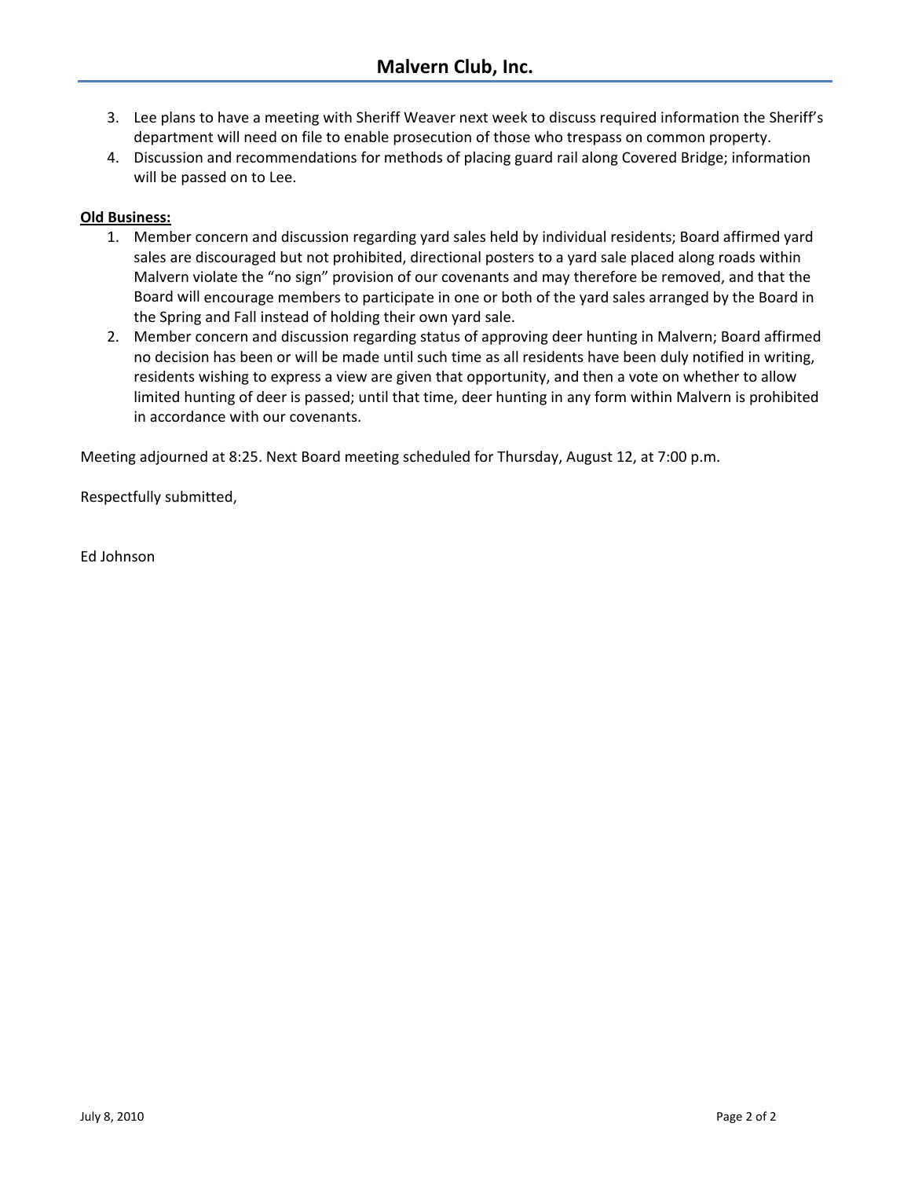3. Lee plans to have a meeting with Sheriff Weaver next week to discuss required information the Sheriff's department will need on file to enable prosecution of those who trespass on common property.
4. Discussion and recommendations for methods of placing guard rail along Covered Bridge; information will be passed on to Lee.

**Old Business:**

1. Member concern and discussion regarding yard sales held by individual residents; Board affirmed yard sales are discouraged but not prohibited, directional posters to a yard sale placed along roads within Malvern violate the "no sign" provision of our covenants and may therefore be removed, and that the Board will encourage members to participate in one or both of the yard sales arranged by the Board in the Spring and Fall instead of holding their own yard sale.
2. Member concern and discussion regarding status of approving deer hunting in Malvern; Board affirmed no decision has been or will be made until such time as all residents have been duly notified in writing, residents wishing to express a view are given that opportunity, and then a vote on whether to allow limited hunting of deer is passed; until that time, deer hunting in any form within Malvern is prohibited in accordance with our covenants.

Meeting adjourned at 8:25. Next Board meeting scheduled for Thursday, August 12, at 7:00 p.m.

Respectfully submitted,

Ed Johnson